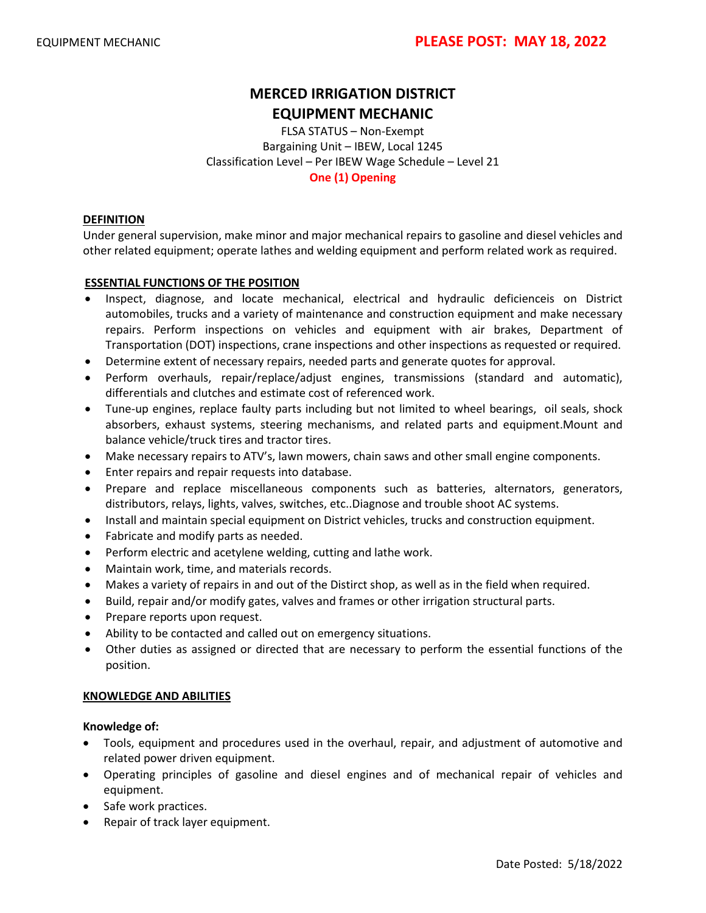EQUIPMENT MECHANIC **PLEASE POST: MAY 18, 2022**

# MERCED IRRIGATION DISTRICT
# EQUIPMENT MECHANIC

FLSA STATUS – Non-Exempt
Bargaining Unit – IBEW, Local 1245
Classification Level – Per IBEW Wage Schedule – Level 21
**One (1) Opening**

## DEFINITION

Under general supervision, make minor and major mechanical repairs to gasoline and diesel vehicles and other related equipment; operate lathes and welding equipment and perform related work as required.

## ESSENTIAL FUNCTIONS OF THE POSITION

- Inspect, diagnose, and locate mechanical, electrical and hydraulic deficienceis on District automobiles, trucks and a variety of maintenance and construction equipment and make necessary repairs. Perform inspections on vehicles and equipment with air brakes, Department of Transportation (DOT) inspections, crane inspections and other inspections as requested or required.
- Determine extent of necessary repairs, needed parts and generate quotes for approval.
- Perform overhauls, repair/replace/adjust engines, transmissions (standard and automatic), differentials and clutches and estimate cost of referenced work.
- Tune-up engines, replace faulty parts including but not limited to wheel bearings, oil seals, shock absorbers, exhaust systems, steering mechanisms, and related parts and equipment.Mount and balance vehicle/truck tires and tractor tires.
- Make necessary repairs to ATV's, lawn mowers, chain saws and other small engine components.
- Enter repairs and repair requests into database.
- Prepare and replace miscellaneous components such as batteries, alternators, generators, distributors, relays, lights, valves, switches, etc..Diagnose and trouble shoot AC systems.
- Install and maintain special equipment on District vehicles, trucks and construction equipment.
- Fabricate and modify parts as needed.
- Perform electric and acetylene welding, cutting and lathe work.
- Maintain work, time, and materials records.
- Makes a variety of repairs in and out of the Distirct shop, as well as in the field when required.
- Build, repair and/or modify gates, valves and frames or other irrigation structural parts.
- Prepare reports upon request.
- Ability to be contacted and called out on emergency situations.
- Other duties as assigned or directed that are necessary to perform the essential functions of the position.

## KNOWLEDGE AND ABILITIES

**Knowledge of:**

- Tools, equipment and procedures used in the overhaul, repair, and adjustment of automotive and related power driven equipment.
- Operating principles of gasoline and diesel engines and of mechanical repair of vehicles and equipment.
- Safe work practices.
- Repair of track layer equipment.

Date Posted: 5/18/2022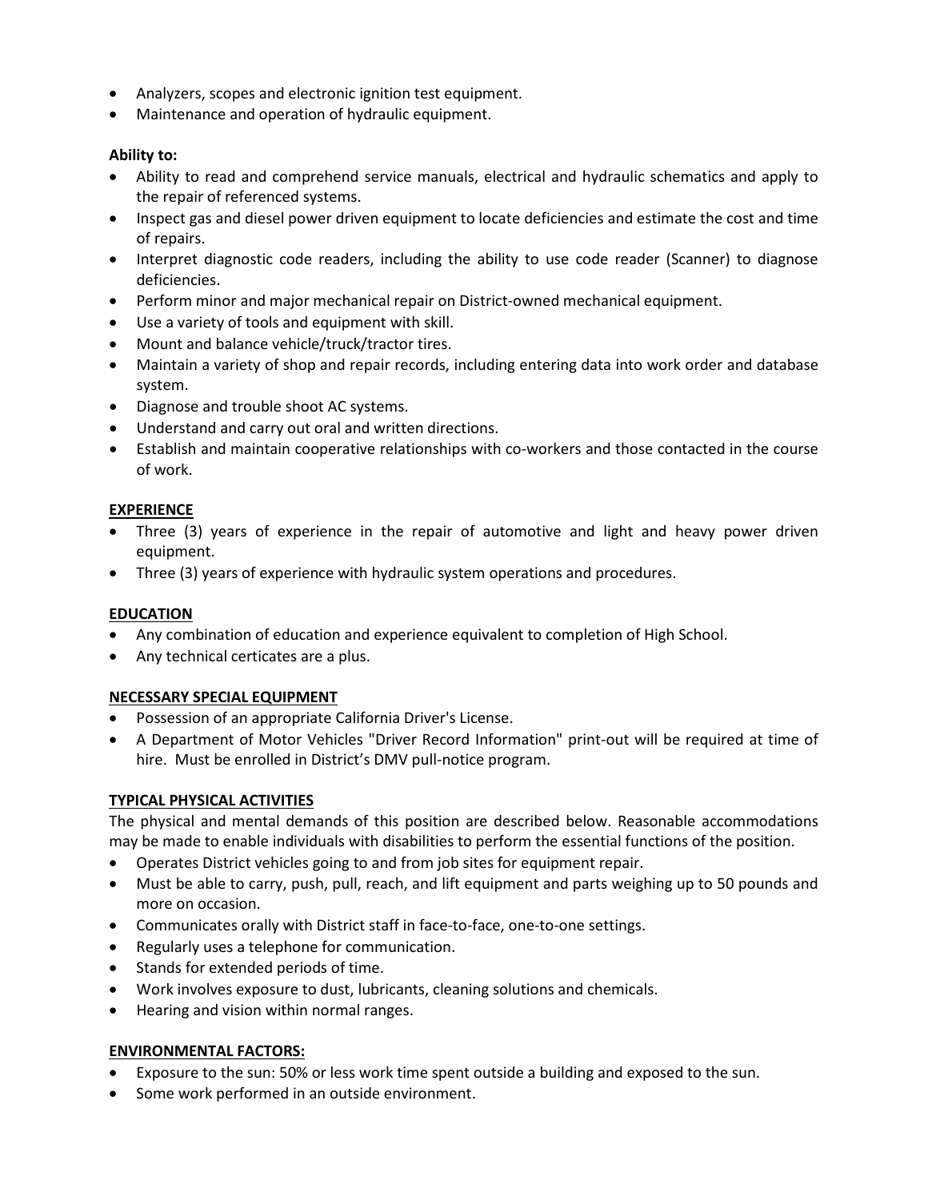- Analyzers, scopes and electronic ignition test equipment.
- Maintenance and operation of hydraulic equipment.

**Ability to:**

- Ability to read and comprehend service manuals, electrical and hydraulic schematics and apply to the repair of referenced systems.
- Inspect gas and diesel power driven equipment to locate deficiencies and estimate the cost and time of repairs.
- Interpret diagnostic code readers, including the ability to use code reader (Scanner) to diagnose deficiencies.
- Perform minor and major mechanical repair on District-owned mechanical equipment.
- Use a variety of tools and equipment with skill.
- Mount and balance vehicle/truck/tractor tires.
- Maintain a variety of shop and repair records, including entering data into work order and database system.
- Diagnose and trouble shoot AC systems.
- Understand and carry out oral and written directions.
- Establish and maintain cooperative relationships with co-workers and those contacted in the course of work.

## EXPERIENCE

- Three (3) years of experience in the repair of automotive and light and heavy power driven equipment.
- Three (3) years of experience with hydraulic system operations and procedures.

## EDUCATION

- Any combination of education and experience equivalent to completion of High School.
- Any technical certicates are a plus.

## NECESSARY SPECIAL EQUIPMENT

- Possession of an appropriate California Driver's License.
- A Department of Motor Vehicles "Driver Record Information" print-out will be required at time of hire. Must be enrolled in District's DMV pull-notice program.

## TYPICAL PHYSICAL ACTIVITIES

The physical and mental demands of this position are described below. Reasonable accommodations may be made to enable individuals with disabilities to perform the essential functions of the position.

- Operates District vehicles going to and from job sites for equipment repair.
- Must be able to carry, push, pull, reach, and lift equipment and parts weighing up to 50 pounds and more on occasion.
- Communicates orally with District staff in face-to-face, one-to-one settings.
- Regularly uses a telephone for communication.
- Stands for extended periods of time.
- Work involves exposure to dust, lubricants, cleaning solutions and chemicals.
- Hearing and vision within normal ranges.

## ENVIRONMENTAL FACTORS:

- Exposure to the sun: 50% or less work time spent outside a building and exposed to the sun.
- Some work performed in an outside environment.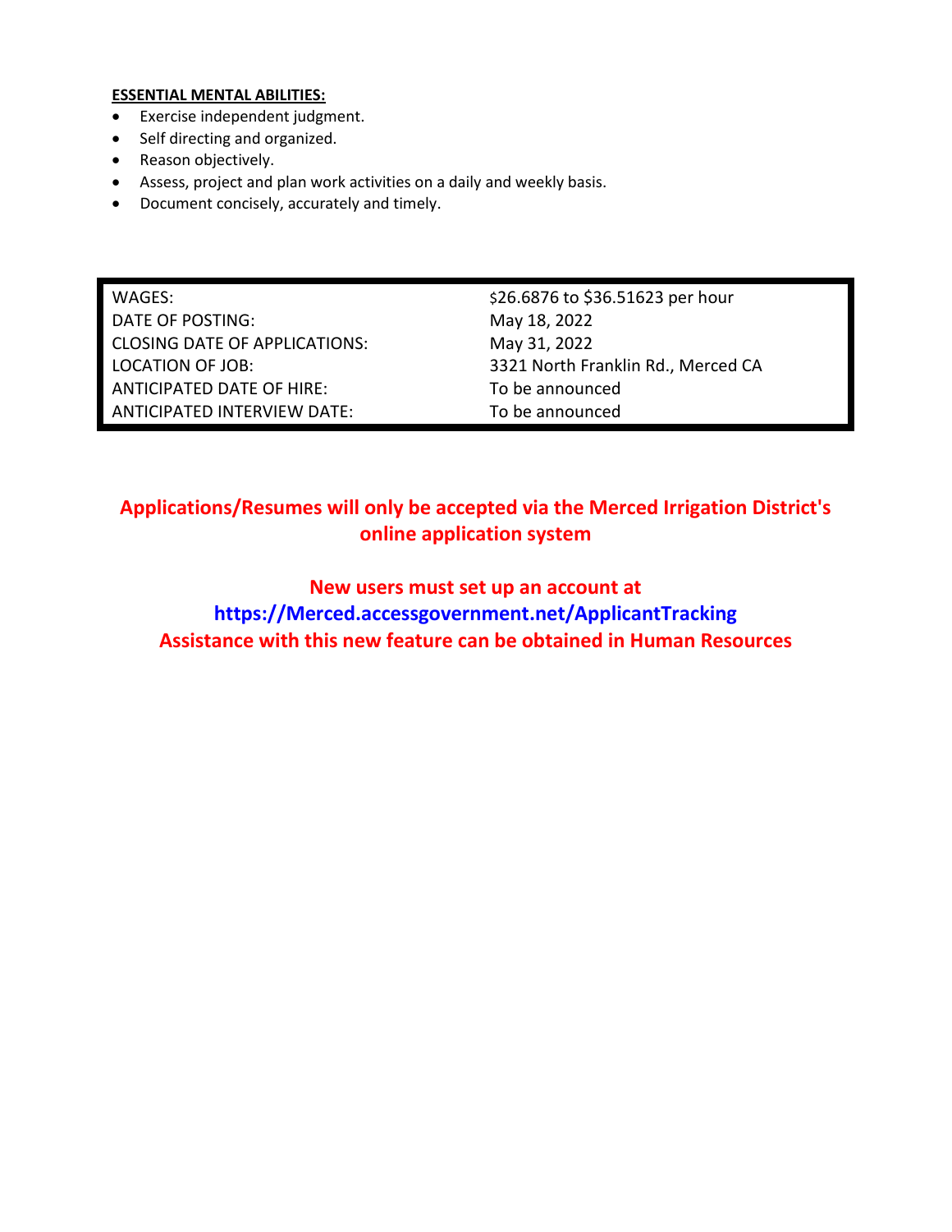**ESSENTIAL MENTAL ABILITIES:**

- Exercise independent judgment.
- Self directing and organized.
- Reason objectively.
- Assess, project and plan work activities on a daily and weekly basis.
- Document concisely, accurately and timely.

| | |
|---|---|
| WAGES: | $26.6876 to $36.51623 per hour |
| DATE OF POSTING: | May 18, 2022 |
| CLOSING DATE OF APPLICATIONS: | May 31, 2022 |
| LOCATION OF JOB: | 3321 North Franklin Rd., Merced CA |
| ANTICIPATED DATE OF HIRE: | To be announced |
| ANTICIPATED INTERVIEW DATE: | To be announced |

**Applications/Resumes will only be accepted via the Merced Irrigation District's online application system**

**New users must set up an account at**
**https://Merced.accessgovernment.net/ApplicantTracking**
**Assistance with this new feature can be obtained in Human Resources**